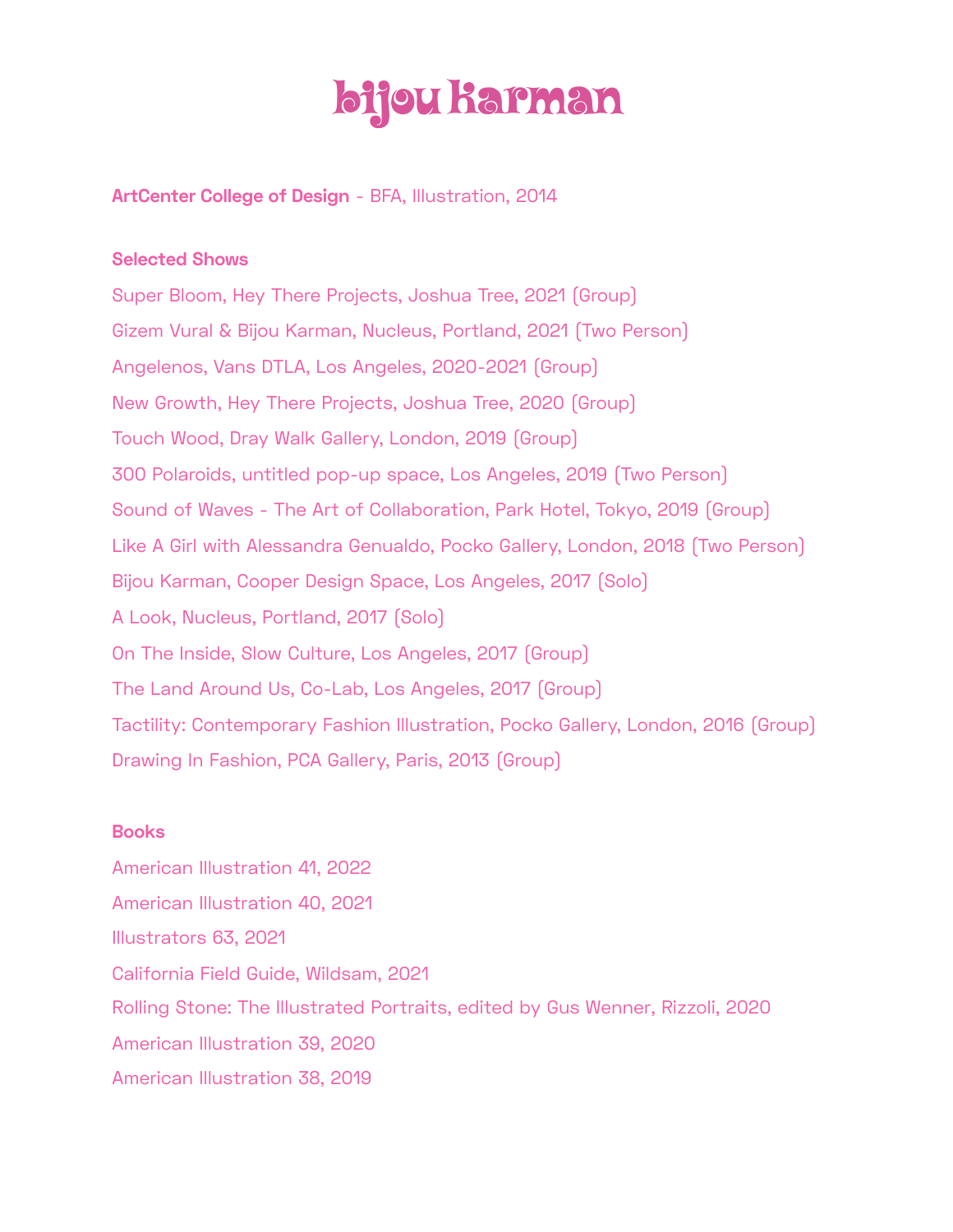# bijou karman

**ArtCenter College of Design** - BFA, Illustration, 2014

**Selected Shows**

Super Bloom, Hey There Projects, Joshua Tree, 2021 (Group)

Gizem Vural & Bijou Karman, Nucleus, Portland, 2021 (Two Person)

Angelenos, Vans DTLA, Los Angeles, 2020-2021 (Group)

New Growth, Hey There Projects, Joshua Tree, 2020 (Group)

Touch Wood, Dray Walk Gallery, London, 2019 (Group)

300 Polaroids, untitled pop-up space, Los Angeles, 2019 (Two Person)

Sound of Waves - The Art of Collaboration, Park Hotel, Tokyo, 2019 (Group)

Like A Girl with Alessandra Genualdo, Pocko Gallery, London, 2018 (Two Person)

Bijou Karman, Cooper Design Space, Los Angeles, 2017 (Solo)

A Look, Nucleus, Portland, 2017 (Solo)

On The Inside, Slow Culture, Los Angeles, 2017 (Group)

The Land Around Us, Co-Lab, Los Angeles, 2017 (Group)

Tactility: Contemporary Fashion Illustration, Pocko Gallery, London, 2016 (Group)

Drawing In Fashion, PCA Gallery, Paris, 2013 (Group)

**Books**

American Illustration 41, 2022

American Illustration 40, 2021

Illustrators 63, 2021

California Field Guide, Wildsam, 2021

Rolling Stone: The Illustrated Portraits, edited by Gus Wenner, Rizzoli, 2020

American Illustration 39, 2020

American Illustration 38, 2019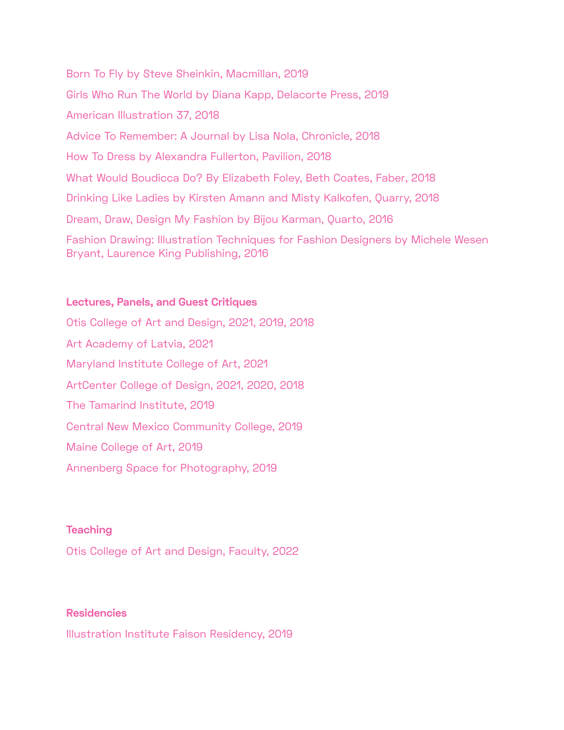Born To Fly by Steve Sheinkin, Macmillan, 2019

Girls Who Run The World by Diana Kapp, Delacorte Press, 2019

American Illustration 37, 2018

Advice To Remember: A Journal by Lisa Nola, Chronicle, 2018

How To Dress by Alexandra Fullerton, Pavilion, 2018

What Would Boudicca Do? By Elizabeth Foley, Beth Coates, Faber, 2018

Drinking Like Ladies by Kirsten Amann and Misty Kalkofen, Quarry, 2018

Dream, Draw, Design My Fashion by Bijou Karman, Quarto, 2016

Fashion Drawing: Illustration Techniques for Fashion Designers by Michele Wesen Bryant, Laurence King Publishing, 2016

**Lectures, Panels, and Guest Critiques**

Otis College of Art and Design, 2021, 2019, 2018

Art Academy of Latvia, 2021

Maryland Institute College of Art, 2021

ArtCenter College of Design, 2021, 2020, 2018

The Tamarind Institute, 2019

Central New Mexico Community College, 2019

Maine College of Art, 2019

Annenberg Space for Photography, 2019

**Teaching**

Otis College of Art and Design, Faculty, 2022

**Residencies**

Illustration Institute Faison Residency, 2019